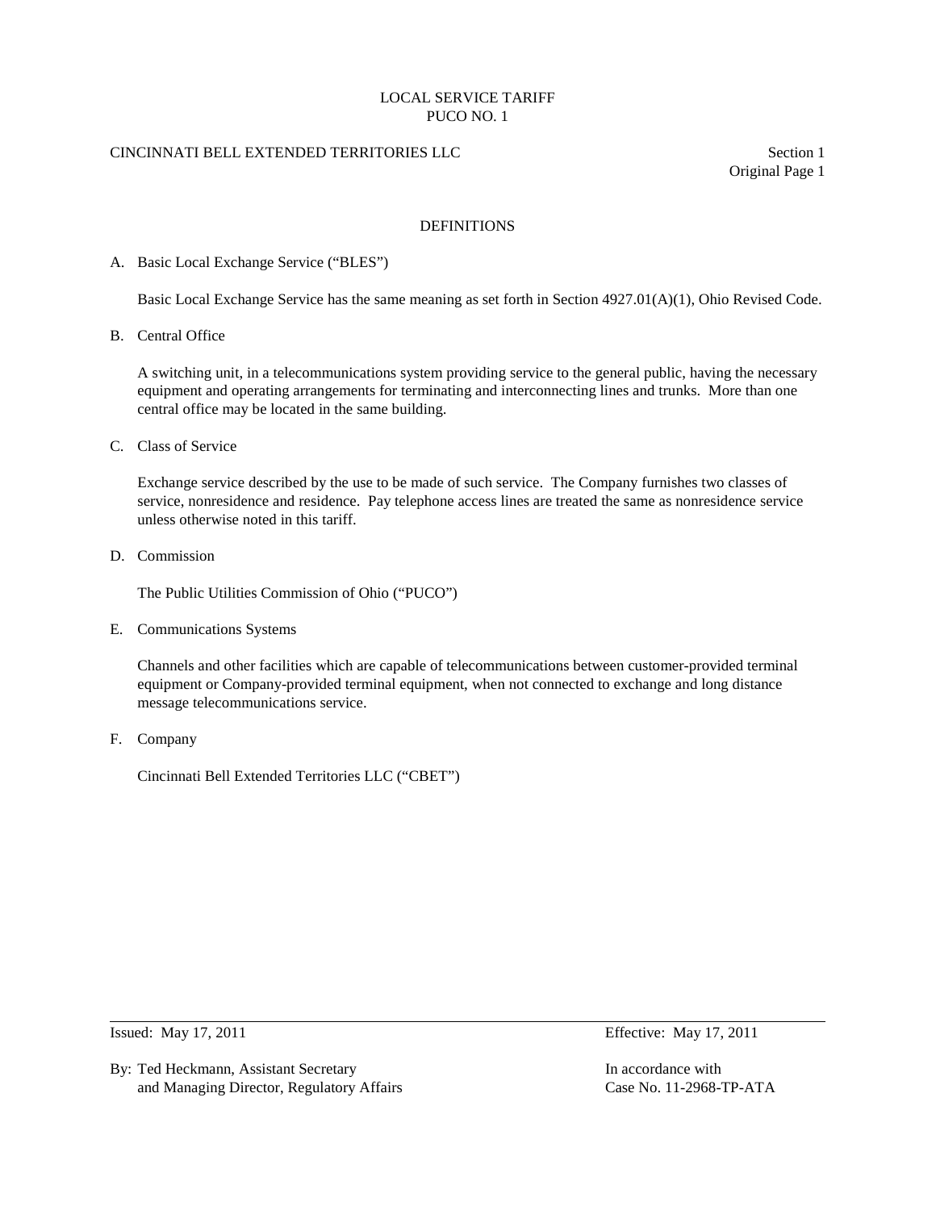LOCAL SERVICE TARIFF
PUCO NO. 1

CINCINNATI BELL EXTENDED TERRITORIES LLC

Section 1
Original Page 1

## DEFINITIONS

A. Basic Local Exchange Service ("BLES")

Basic Local Exchange Service has the same meaning as set forth in Section 4927.01(A)(1), Ohio Revised Code.

B. Central Office

A switching unit, in a telecommunications system providing service to the general public, having the necessary equipment and operating arrangements for terminating and interconnecting lines and trunks. More than one central office may be located in the same building.

C. Class of Service

Exchange service described by the use to be made of such service. The Company furnishes two classes of service, nonresidence and residence. Pay telephone access lines are treated the same as nonresidence service unless otherwise noted in this tariff.

D. Commission

The Public Utilities Commission of Ohio ("PUCO")

E. Communications Systems

Channels and other facilities which are capable of telecommunications between customer-provided terminal equipment or Company-provided terminal equipment, when not connected to exchange and long distance message telecommunications service.

F. Company

Cincinnati Bell Extended Territories LLC ("CBET")

Issued: May 17, 2011

Effective: May 17, 2011

By: Ted Heckmann, Assistant Secretary
and Managing Director, Regulatory Affairs

In accordance with
Case No. 11-2968-TP-ATA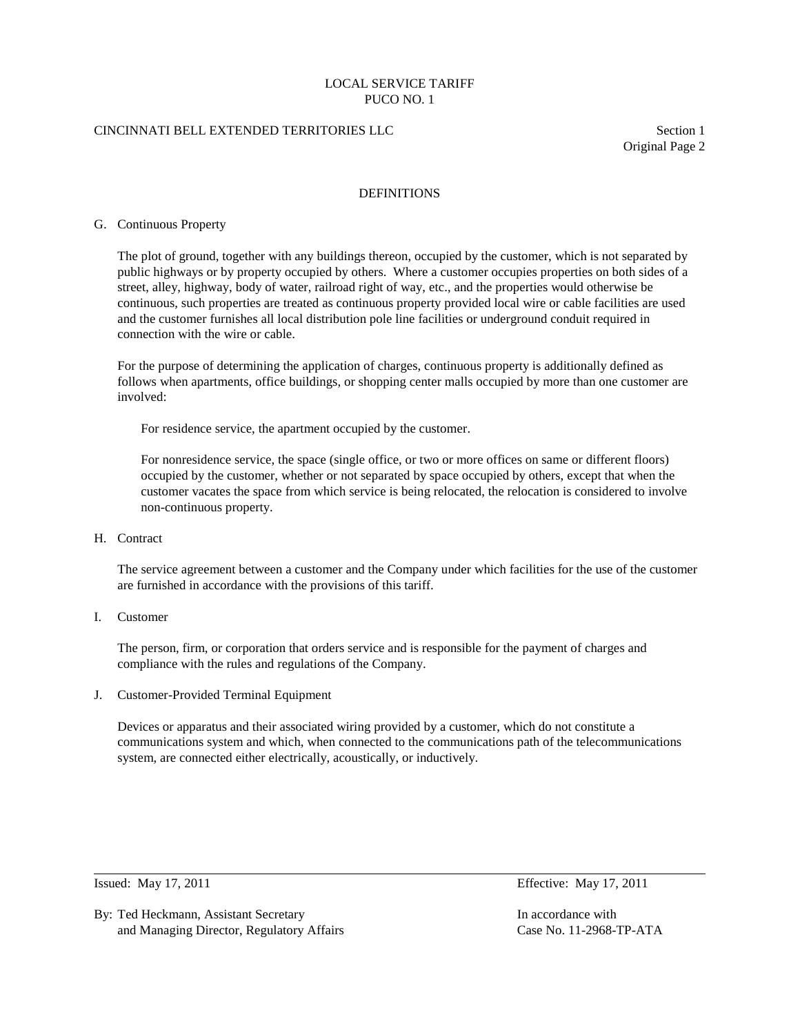## DEFINITIONS

### G. Continuous Property

The plot of ground, together with any buildings thereon, occupied by the customer, which is not separated by public highways or by property occupied by others. Where a customer occupies properties on both sides of a street, alley, highway, body of water, railroad right of way, etc., and the properties would otherwise be continuous, such properties are treated as continuous property provided local wire or cable facilities are used and the customer furnishes all local distribution pole line facilities or underground conduit required in connection with the wire or cable.

For the purpose of determining the application of charges, continuous property is additionally defined as follows when apartments, office buildings, or shopping center malls occupied by more than one customer are involved:

For residence service, the apartment occupied by the customer.

For nonresidence service, the space (single office, or two or more offices on same or different floors) occupied by the customer, whether or not separated by space occupied by others, except that when the customer vacates the space from which service is being relocated, the relocation is considered to involve non-continuous property.

### H. Contract

The service agreement between a customer and the Company under which facilities for the use of the customer are furnished in accordance with the provisions of this tariff.

### I. Customer

The person, firm, or corporation that orders service and is responsible for the payment of charges and compliance with the rules and regulations of the Company.

### J. Customer-Provided Terminal Equipment

Devices or apparatus and their associated wiring provided by a customer, which do not constitute a communications system and which, when connected to the communications path of the telecommunications system, are connected either electrically, acoustically, or inductively.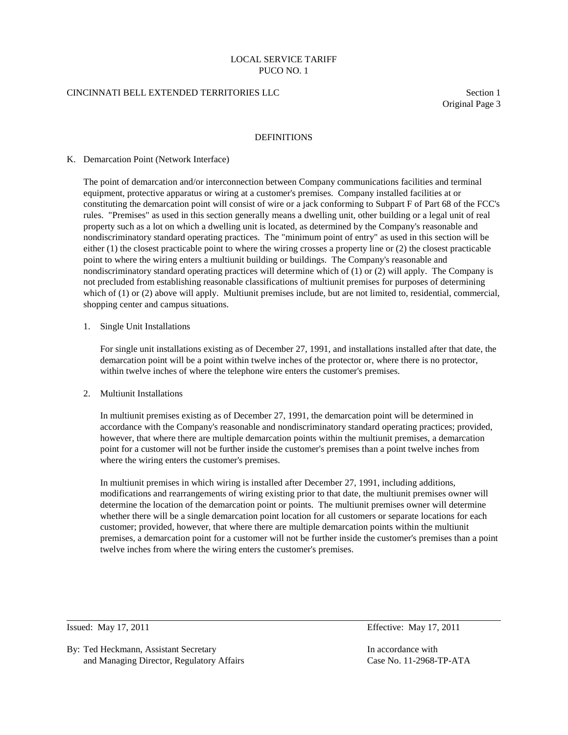## DEFINITIONS

K. Demarcation Point (Network Interface)

The point of demarcation and/or interconnection between Company communications facilities and terminal equipment, protective apparatus or wiring at a customer's premises. Company installed facilities at or constituting the demarcation point will consist of wire or a jack conforming to Subpart F of Part 68 of the FCC's rules. "Premises" as used in this section generally means a dwelling unit, other building or a legal unit of real property such as a lot on which a dwelling unit is located, as determined by the Company's reasonable and nondiscriminatory standard operating practices. The "minimum point of entry" as used in this section will be either (1) the closest practicable point to where the wiring crosses a property line or (2) the closest practicable point to where the wiring enters a multiunit building or buildings. The Company's reasonable and nondiscriminatory standard operating practices will determine which of (1) or (2) will apply. The Company is not precluded from establishing reasonable classifications of multiunit premises for purposes of determining which of (1) or (2) above will apply. Multiunit premises include, but are not limited to, residential, commercial, shopping center and campus situations.

1. Single Unit Installations

   For single unit installations existing as of December 27, 1991, and installations installed after that date, the demarcation point will be a point within twelve inches of the protector or, where there is no protector, within twelve inches of where the telephone wire enters the customer's premises.

2. Multiunit Installations

   In multiunit premises existing as of December 27, 1991, the demarcation point will be determined in accordance with the Company's reasonable and nondiscriminatory standard operating practices; provided, however, that where there are multiple demarcation points within the multiunit premises, a demarcation point for a customer will not be further inside the customer's premises than a point twelve inches from where the wiring enters the customer's premises.

   In multiunit premises in which wiring is installed after December 27, 1991, including additions, modifications and rearrangements of wiring existing prior to that date, the multiunit premises owner will determine the location of the demarcation point or points. The multiunit premises owner will determine whether there will be a single demarcation point location for all customers or separate locations for each customer; provided, however, that where there are multiple demarcation points within the multiunit premises, a demarcation point for a customer will not be further inside the customer's premises than a point twelve inches from where the wiring enters the customer's premises.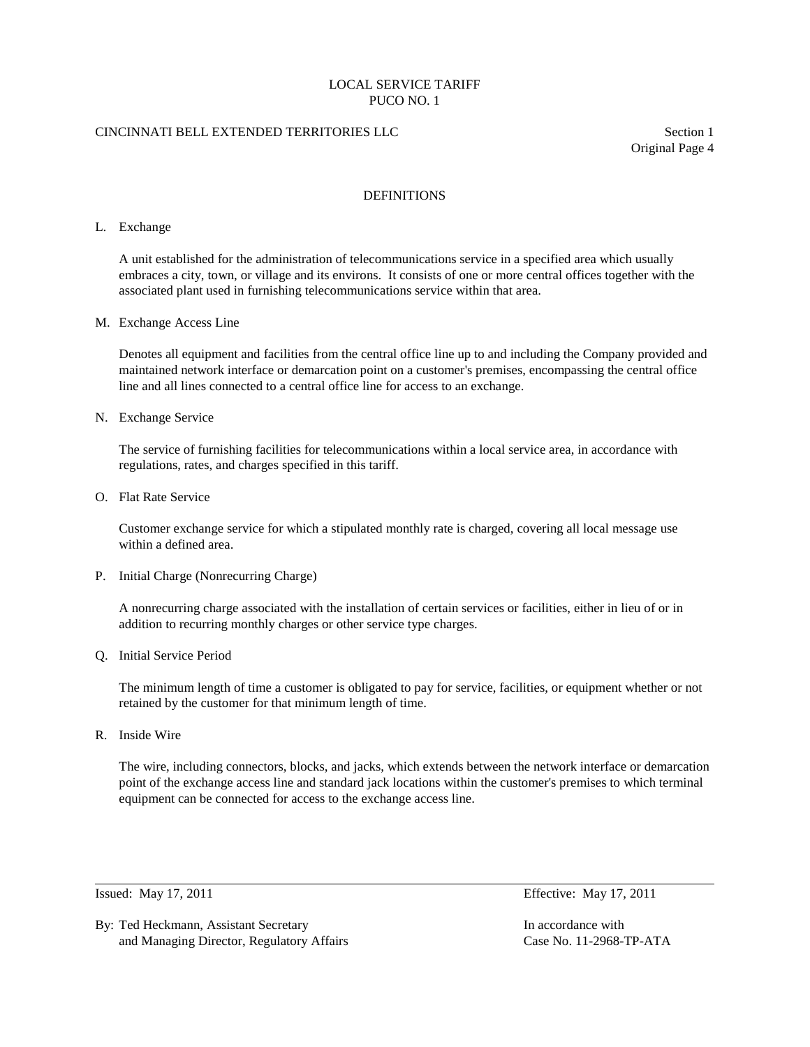## DEFINITIONS

L. Exchange

A unit established for the administration of telecommunications service in a specified area which usually embraces a city, town, or village and its environs. It consists of one or more central offices together with the associated plant used in furnishing telecommunications service within that area.

M. Exchange Access Line

Denotes all equipment and facilities from the central office line up to and including the Company provided and maintained network interface or demarcation point on a customer's premises, encompassing the central office line and all lines connected to a central office line for access to an exchange.

N. Exchange Service

The service of furnishing facilities for telecommunications within a local service area, in accordance with regulations, rates, and charges specified in this tariff.

O. Flat Rate Service

Customer exchange service for which a stipulated monthly rate is charged, covering all local message use within a defined area.

P. Initial Charge (Nonrecurring Charge)

A nonrecurring charge associated with the installation of certain services or facilities, either in lieu of or in addition to recurring monthly charges or other service type charges.

Q. Initial Service Period

The minimum length of time a customer is obligated to pay for service, facilities, or equipment whether or not retained by the customer for that minimum length of time.

R. Inside Wire

The wire, including connectors, blocks, and jacks, which extends between the network interface or demarcation point of the exchange access line and standard jack locations within the customer's premises to which terminal equipment can be connected for access to the exchange access line.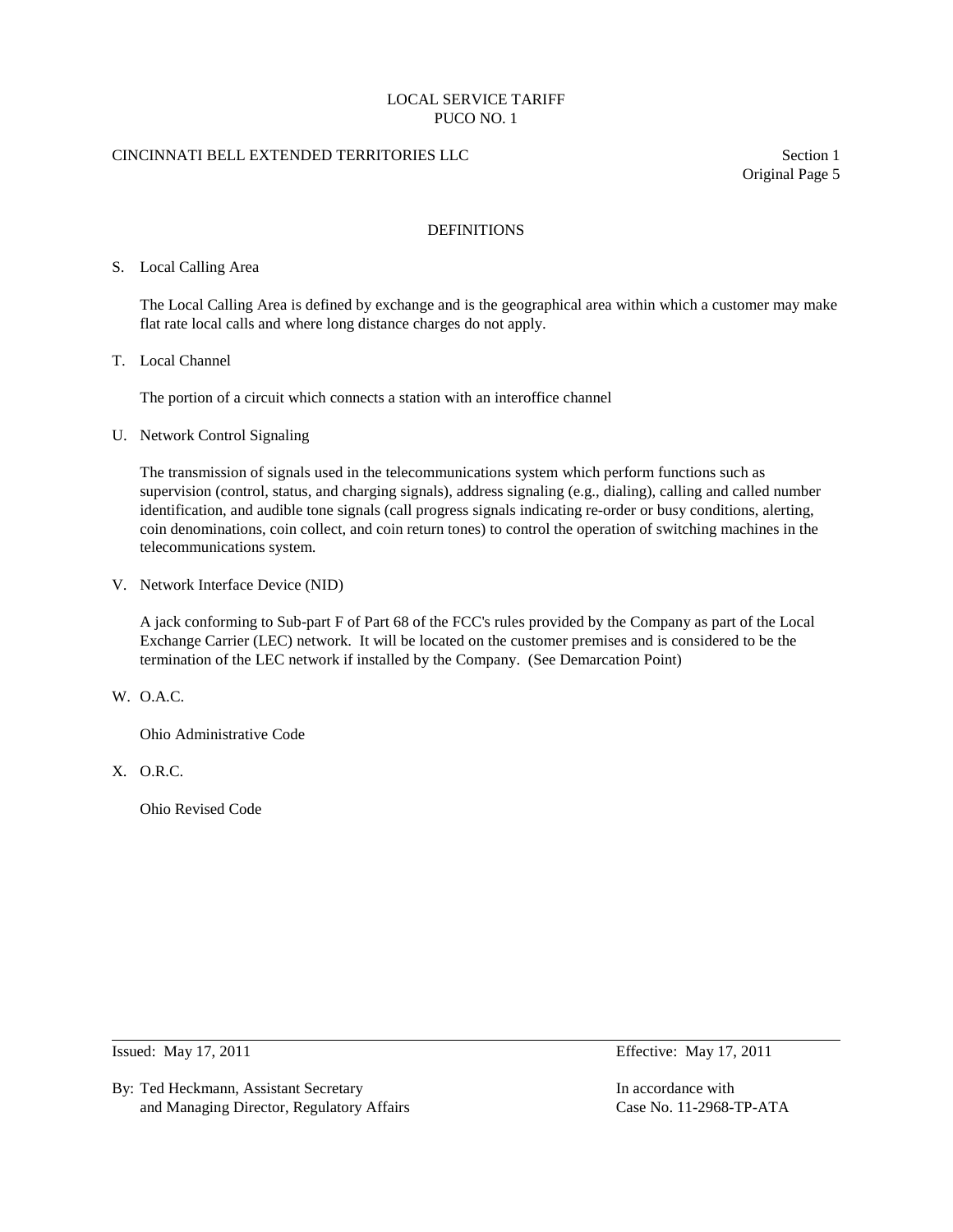# DEFINITIONS

S. Local Calling Area

The Local Calling Area is defined by exchange and is the geographical area within which a customer may make flat rate local calls and where long distance charges do not apply.

T. Local Channel

The portion of a circuit which connects a station with an interoffice channel

U. Network Control Signaling

The transmission of signals used in the telecommunications system which perform functions such as supervision (control, status, and charging signals), address signaling (e.g., dialing), calling and called number identification, and audible tone signals (call progress signals indicating re-order or busy conditions, alerting, coin denominations, coin collect, and coin return tones) to control the operation of switching machines in the telecommunications system.

V. Network Interface Device (NID)

A jack conforming to Sub-part F of Part 68 of the FCC's rules provided by the Company as part of the Local Exchange Carrier (LEC) network. It will be located on the customer premises and is considered to be the termination of the LEC network if installed by the Company. (See Demarcation Point)

W. O.A.C.

Ohio Administrative Code

X. O.R.C.

Ohio Revised Code

Issued: May 17, 2011 — Effective: May 17, 2011

By: Ted Heckmann, Assistant Secretary and Managing Director, Regulatory Affairs — In accordance with Case No. 11-2968-TP-ATA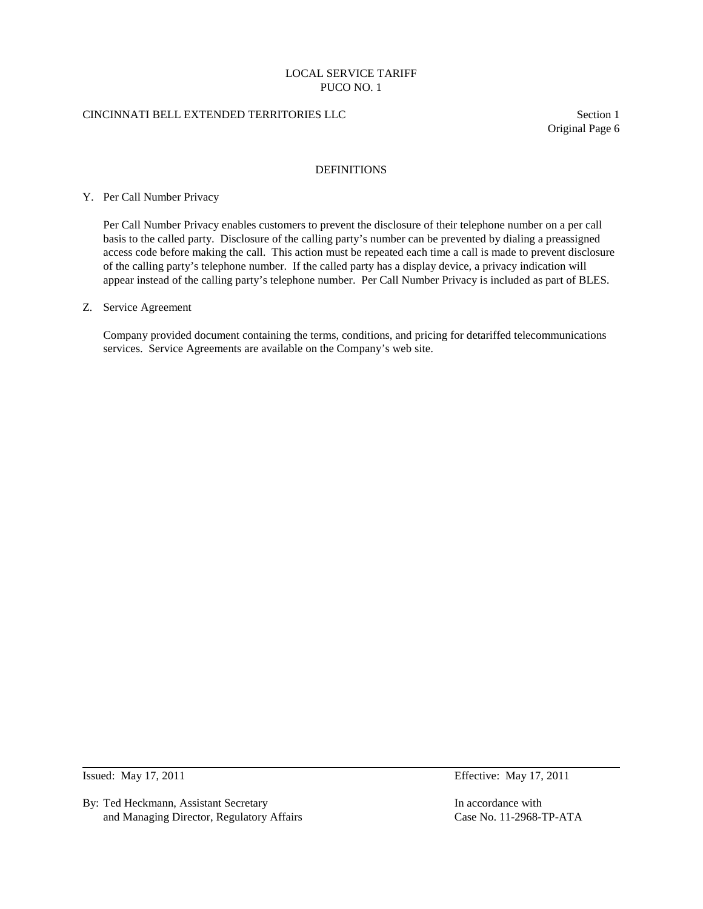## DEFINITIONS

Y. Per Call Number Privacy

Per Call Number Privacy enables customers to prevent the disclosure of their telephone number on a per call basis to the called party. Disclosure of the calling party's number can be prevented by dialing a preassigned access code before making the call. This action must be repeated each time a call is made to prevent disclosure of the calling party's telephone number. If the called party has a display device, a privacy indication will appear instead of the calling party's telephone number. Per Call Number Privacy is included as part of BLES.

Z. Service Agreement

Company provided document containing the terms, conditions, and pricing for detariffed telecommunications services. Service Agreements are available on the Company's web site.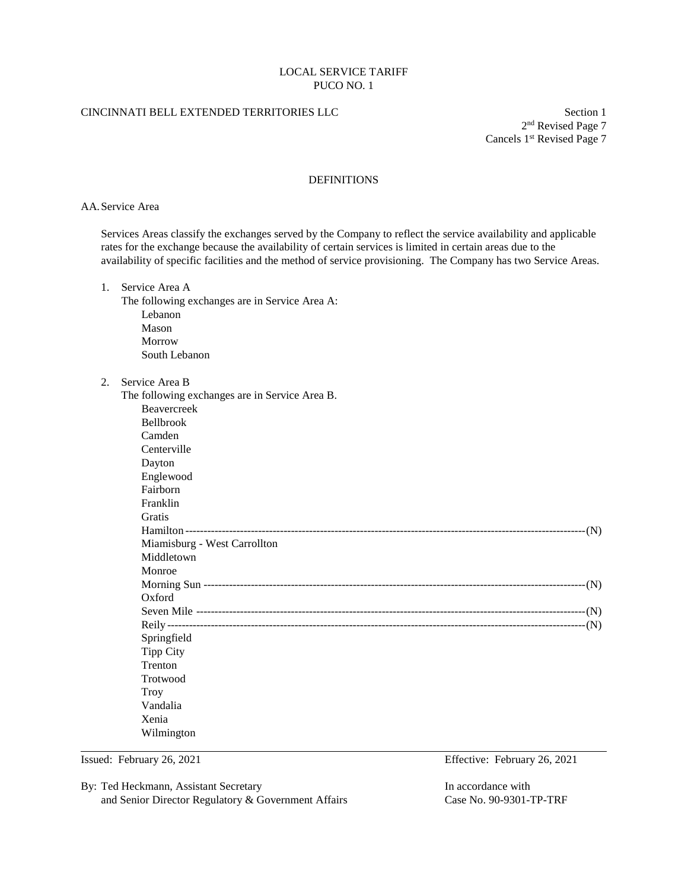LOCAL SERVICE TARIFF
PUCO NO. 1

CINCINNATI BELL EXTENDED TERRITORIES LLC

Section 1
2nd Revised Page 7
Cancels 1st Revised Page 7

## DEFINITIONS

AA. Service Area

Services Areas classify the exchanges served by the Company to reflect the service availability and applicable rates for the exchange because the availability of certain services is limited in certain areas due to the availability of specific facilities and the method of service provisioning. The Company has two Service Areas.

1. Service Area A

   The following exchanges are in Service Area A:

   - Lebanon
   - Mason
   - Morrow
   - South Lebanon

2. Service Area B

   The following exchanges are in Service Area B.

   - Beavercreek
   - Bellbrook
   - Camden
   - Centerville
   - Dayton
   - Englewood
   - Fairborn
   - Franklin
   - Gratis
   - Hamilton ---------------------------------------------------------------------------(N)
   - Miamisburg - West Carrollton
   - Middletown
   - Monroe
   - Morning Sun ---------------------------------------------------------------------------(N)
   - Oxford
   - Seven Mile ---------------------------------------------------------------------------(N)
   - Reily ---------------------------------------------------------------------------(N)
   - Springfield
   - Tipp City
   - Trenton
   - Trotwood
   - Troy
   - Vandalia
   - Xenia
   - Wilmington

Issued: February 26, 2021

Effective: February 26, 2021

By: Ted Heckmann, Assistant Secretary
and Senior Director Regulatory & Government Affairs

In accordance with
Case No. 90-9301-TP-TRF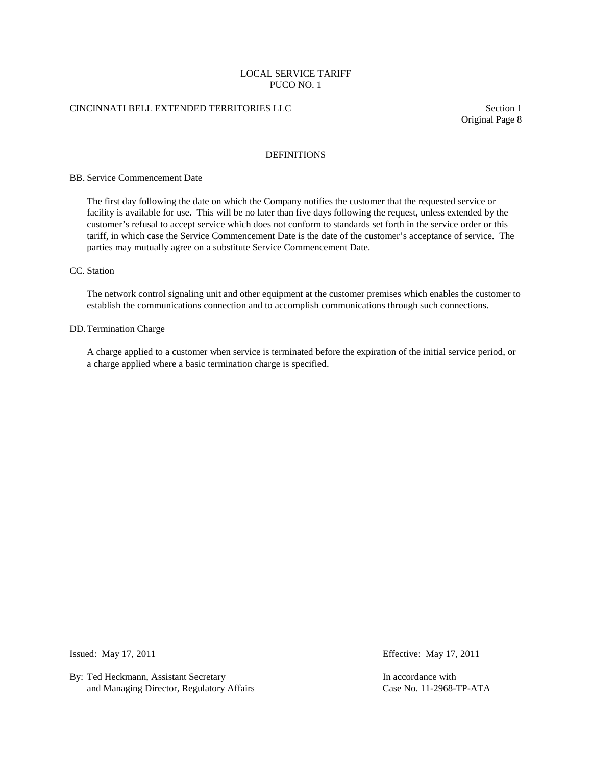## DEFINITIONS

### BB. Service Commencement Date

The first day following the date on which the Company notifies the customer that the requested service or facility is available for use. This will be no later than five days following the request, unless extended by the customer's refusal to accept service which does not conform to standards set forth in the service order or this tariff, in which case the Service Commencement Date is the date of the customer's acceptance of service. The parties may mutually agree on a substitute Service Commencement Date.

### CC. Station

The network control signaling unit and other equipment at the customer premises which enables the customer to establish the communications connection and to accomplish communications through such connections.

### DD. Termination Charge

A charge applied to a customer when service is terminated before the expiration of the initial service period, or a charge applied where a basic termination charge is specified.